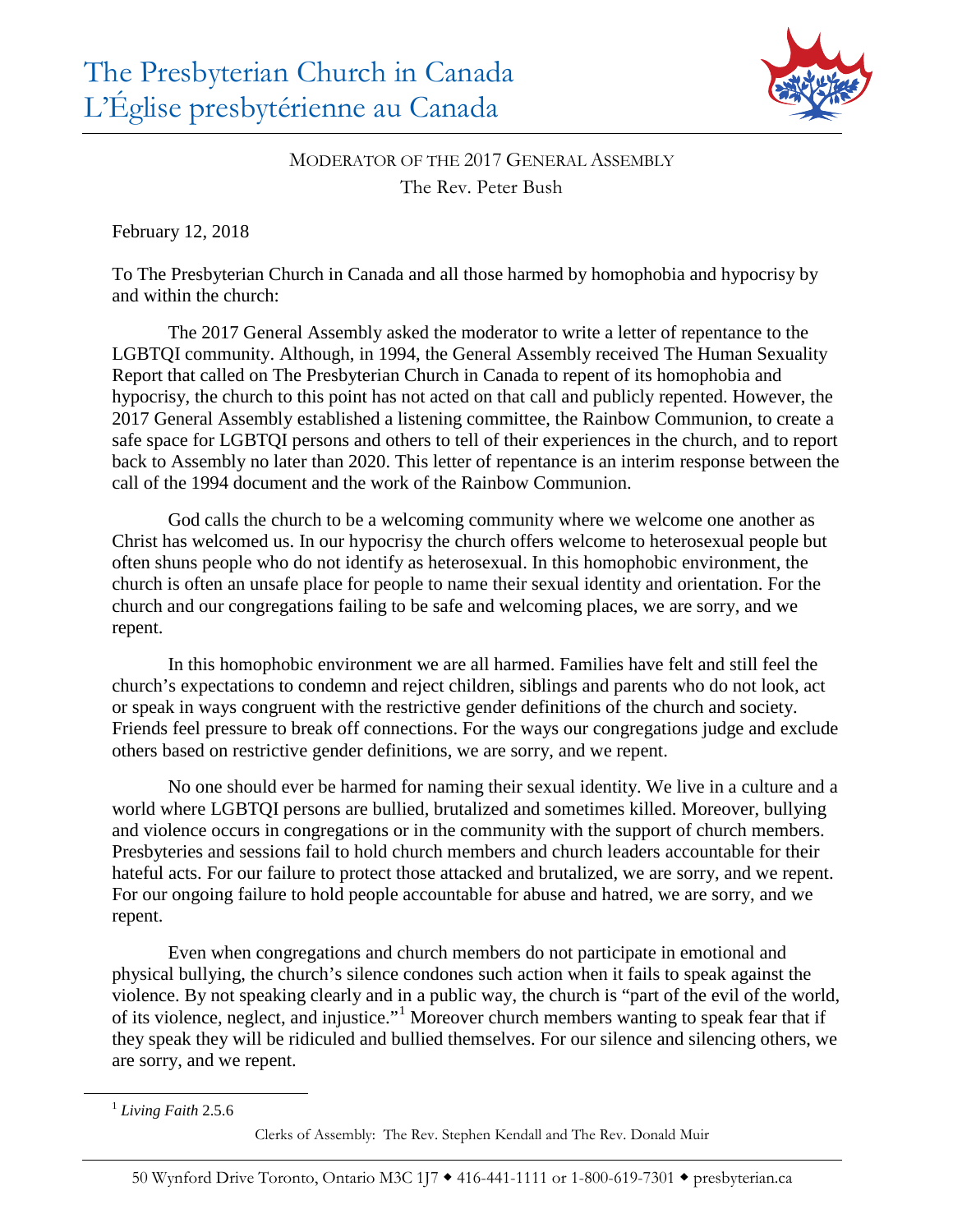# The Presbyterian Church in Canada
# L'Église presbytérienne au Canada

MODERATOR OF THE 2017 GENERAL ASSEMBLY

The Rev. Peter Bush

February 12, 2018

To The Presbyterian Church in Canada and all those harmed by homophobia and hypocrisy by and within the church:

The 2017 General Assembly asked the moderator to write a letter of repentance to the LGBTQI community. Although, in 1994, the General Assembly received The Human Sexuality Report that called on The Presbyterian Church in Canada to repent of its homophobia and hypocrisy, the church to this point has not acted on that call and publicly repented. However, the 2017 General Assembly established a listening committee, the Rainbow Communion, to create a safe space for LGBTQI persons and others to tell of their experiences in the church, and to report back to Assembly no later than 2020. This letter of repentance is an interim response between the call of the 1994 document and the work of the Rainbow Communion.

God calls the church to be a welcoming community where we welcome one another as Christ has welcomed us. In our hypocrisy the church offers welcome to heterosexual people but often shuns people who do not identify as heterosexual. In this homophobic environment, the church is often an unsafe place for people to name their sexual identity and orientation. For the church and our congregations failing to be safe and welcoming places, we are sorry, and we repent.

In this homophobic environment we are all harmed. Families have felt and still feel the church's expectations to condemn and reject children, siblings and parents who do not look, act or speak in ways congruent with the restrictive gender definitions of the church and society. Friends feel pressure to break off connections. For the ways our congregations judge and exclude others based on restrictive gender definitions, we are sorry, and we repent.

No one should ever be harmed for naming their sexual identity. We live in a culture and a world where LGBTQI persons are bullied, brutalized and sometimes killed. Moreover, bullying and violence occurs in congregations or in the community with the support of church members. Presbyteries and sessions fail to hold church members and church leaders accountable for their hateful acts. For our failure to protect those attacked and brutalized, we are sorry, and we repent. For our ongoing failure to hold people accountable for abuse and hatred, we are sorry, and we repent.

Even when congregations and church members do not participate in emotional and physical bullying, the church's silence condones such action when it fails to speak against the violence. By not speaking clearly and in a public way, the church is "part of the evil of the world, of its violence, neglect, and injustice."[1] Moreover church members wanting to speak fear that if they speak they will be ridiculed and bullied themselves. For our silence and silencing others, we are sorry, and we repent.

---

[1] *Living Faith* 2.5.6

Clerks of Assembly: The Rev. Stephen Kendall and The Rev. Donald Muir

50 Wynford Drive Toronto, Ontario M3C 1J7 ◆ 416-441-1111 or 1-800-619-7301 ◆ presbyterian.ca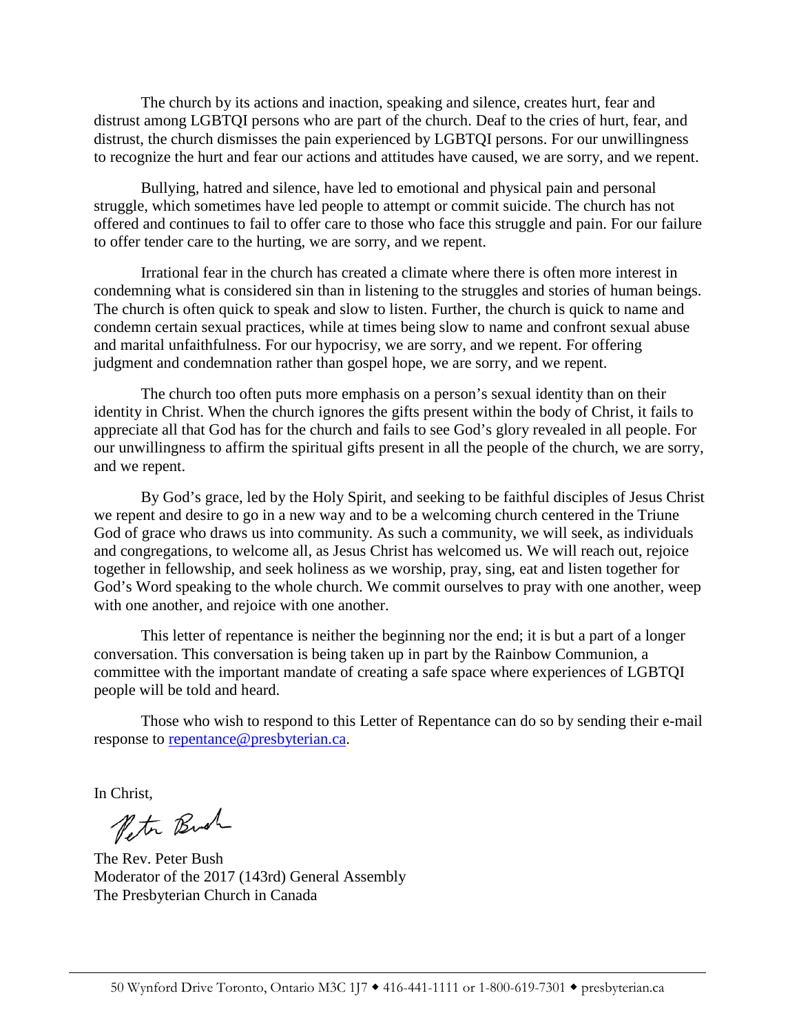The church by its actions and inaction, speaking and silence, creates hurt, fear and distrust among LGBTQI persons who are part of the church. Deaf to the cries of hurt, fear, and distrust, the church dismisses the pain experienced by LGBTQI persons. For our unwillingness to recognize the hurt and fear our actions and attitudes have caused, we are sorry, and we repent.

Bullying, hatred and silence, have led to emotional and physical pain and personal struggle, which sometimes have led people to attempt or commit suicide. The church has not offered and continues to fail to offer care to those who face this struggle and pain. For our failure to offer tender care to the hurting, we are sorry, and we repent.

Irrational fear in the church has created a climate where there is often more interest in condemning what is considered sin than in listening to the struggles and stories of human beings. The church is often quick to speak and slow to listen. Further, the church is quick to name and condemn certain sexual practices, while at times being slow to name and confront sexual abuse and marital unfaithfulness. For our hypocrisy, we are sorry, and we repent. For offering judgment and condemnation rather than gospel hope, we are sorry, and we repent.

The church too often puts more emphasis on a person's sexual identity than on their identity in Christ. When the church ignores the gifts present within the body of Christ, it fails to appreciate all that God has for the church and fails to see God's glory revealed in all people. For our unwillingness to affirm the spiritual gifts present in all the people of the church, we are sorry, and we repent.

By God's grace, led by the Holy Spirit, and seeking to be faithful disciples of Jesus Christ we repent and desire to go in a new way and to be a welcoming church centered in the Triune God of grace who draws us into community. As such a community, we will seek, as individuals and congregations, to welcome all, as Jesus Christ has welcomed us. We will reach out, rejoice together in fellowship, and seek holiness as we worship, pray, sing, eat and listen together for God's Word speaking to the whole church. We commit ourselves to pray with one another, weep with one another, and rejoice with one another.

This letter of repentance is neither the beginning nor the end; it is but a part of a longer conversation. This conversation is being taken up in part by the Rainbow Communion, a committee with the important mandate of creating a safe space where experiences of LGBTQI people will be told and heard.

Those who wish to respond to this Letter of Repentance can do so by sending their e-mail response to [repentance@presbyterian.ca](mailto:repentance@presbyterian.ca).

In Christ,

Peter Bush

The Rev. Peter Bush
Moderator of the 2017 (143rd) General Assembly
The Presbyterian Church in Canada

50 Wynford Drive Toronto, Ontario M3C 1J7 ◆ 416-441-1111 or 1-800-619-7301 ◆ presbyterian.ca